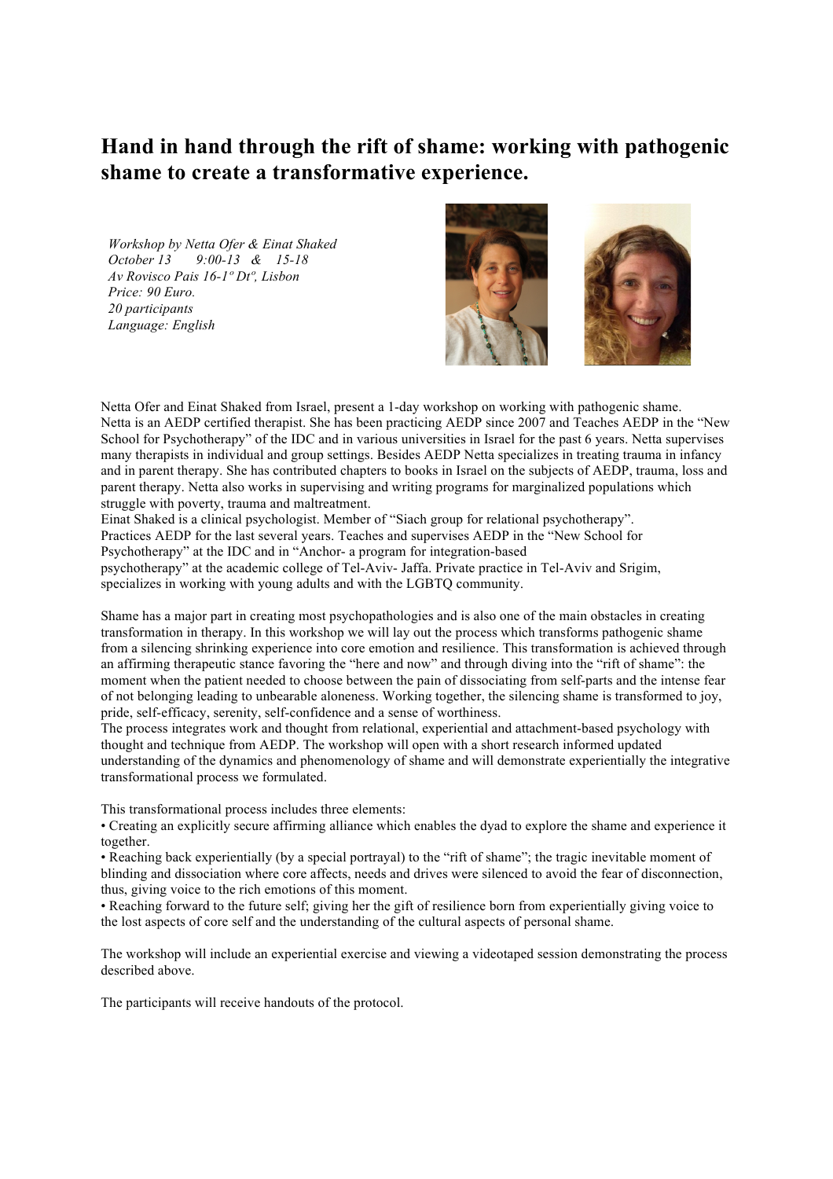# Hand in hand through the rift of shame: working with pathogenic shame to create a transformative experience.

*Workshop by Netta Ofer & Einat Shaked*
*October 13 9:00-13 & 15-18*
*Av Rovisco Pais 16-1º Dtº, Lisbon*
*Price: 90 Euro.*
*20 participants*
*Language: English*

Netta Ofer and Einat Shaked from Israel, present a 1-day workshop on working with pathogenic shame.
Netta is an AEDP certified therapist. She has been practicing AEDP since 2007 and Teaches AEDP in the "New School for Psychotherapy" of the IDC and in various universities in Israel for the past 6 years. Netta supervises many therapists in individual and group settings. Besides AEDP Netta specializes in treating trauma in infancy and in parent therapy. She has contributed chapters to books in Israel on the subjects of AEDP, trauma, loss and parent therapy. Netta also works in supervising and writing programs for marginalized populations which struggle with poverty, trauma and maltreatment.
Einat Shaked is a clinical psychologist. Member of "Siach group for relational psychotherapy". Practices AEDP for the last several years. Teaches and supervises AEDP in the "New School for Psychotherapy" at the IDC and in "Anchor- a program for integration-based psychotherapy" at the academic college of Tel-Aviv- Jaffa. Private practice in Tel-Aviv and Srigim, specializes in working with young adults and with the LGBTQ community.

Shame has a major part in creating most psychopathologies and is also one of the main obstacles in creating transformation in therapy. In this workshop we will lay out the process which transforms pathogenic shame from a silencing shrinking experience into core emotion and resilience. This transformation is achieved through an affirming therapeutic stance favoring the "here and now" and through diving into the "rift of shame": the moment when the patient needed to choose between the pain of dissociating from self-parts and the intense fear of not belonging leading to unbearable aloneness. Working together, the silencing shame is transformed to joy, pride, self-efficacy, serenity, self-confidence and a sense of worthiness.
The process integrates work and thought from relational, experiential and attachment-based psychology with thought and technique from AEDP. The workshop will open with a short research informed updated understanding of the dynamics and phenomenology of shame and will demonstrate experientially the integrative transformational process we formulated.

This transformational process includes three elements:

- Creating an explicitly secure affirming alliance which enables the dyad to explore the shame and experience it together.
- Reaching back experientially (by a special portrayal) to the "rift of shame"; the tragic inevitable moment of blinding and dissociation where core affects, needs and drives were silenced to avoid the fear of disconnection, thus, giving voice to the rich emotions of this moment.
- Reaching forward to the future self; giving her the gift of resilience born from experientially giving voice to the lost aspects of core self and the understanding of the cultural aspects of personal shame.

The workshop will include an experiential exercise and viewing a videotaped session demonstrating the process described above.

The participants will receive handouts of the protocol.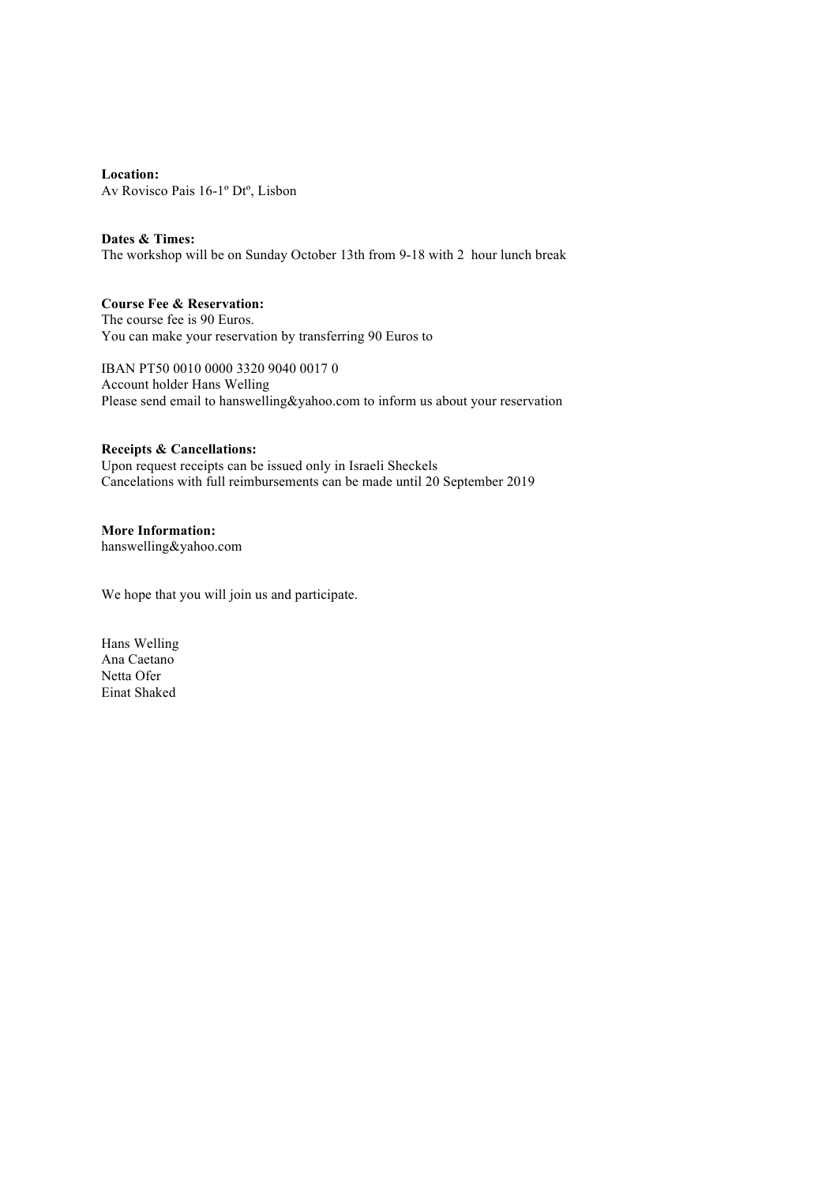**Location:**
Av Rovisco Pais 16-1º Dtº, Lisbon

**Dates & Times:**
The workshop will be on Sunday October 13th from 9-18 with 2 hour lunch break

**Course Fee & Reservation:**
The course fee is 90 Euros.
You can make your reservation by transferring 90 Euros to

IBAN PT50 0010 0000 3320 9040 0017 0
Account holder Hans Welling
Please send email to hanswelling&yahoo.com to inform us about your reservation

**Receipts & Cancellations:**
Upon request receipts can be issued only in Israeli Sheckels
Cancelations with full reimbursements can be made until 20 September 2019

**More Information:**
hanswelling&yahoo.com

We hope that you will join us and participate.

Hans Welling
Ana Caetano
Netta Ofer
Einat Shaked